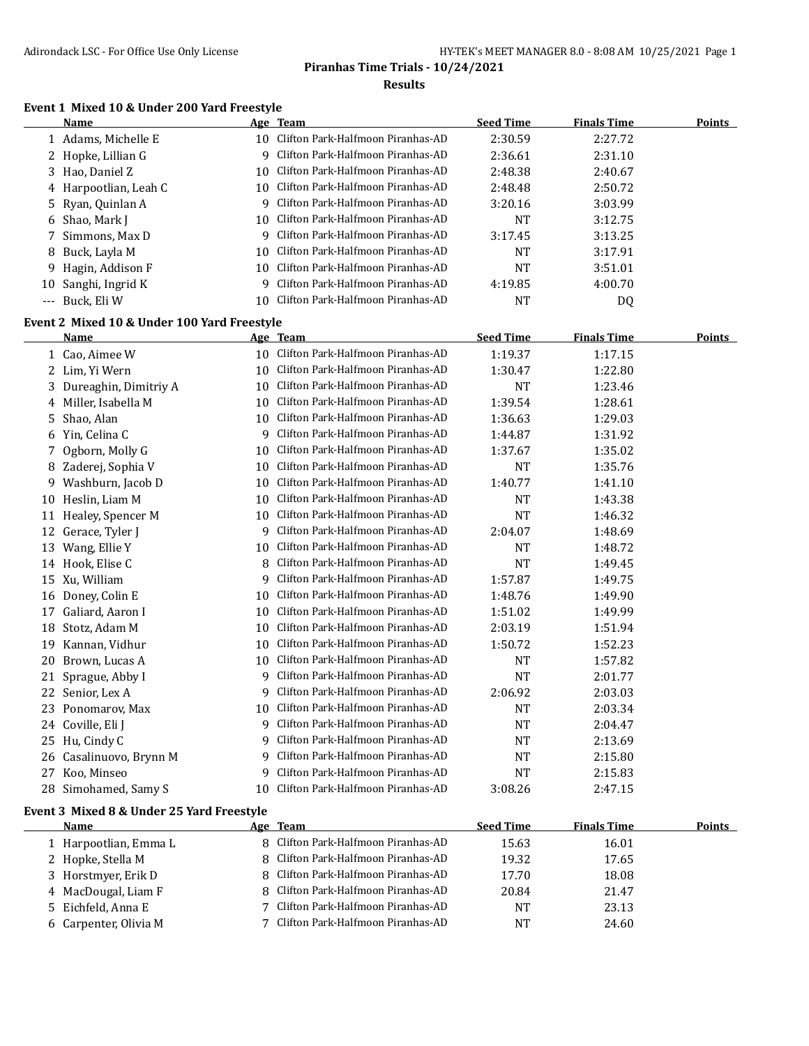## Piranhas Time Trials - 10/24/2021

### Results

#### Event 1 Mixed 10 & Under 200 Yard Freestyle

| | Name | Age | Team | Seed Time | Finals Time | Points |
|---|---|---|---|---|---|---|
| 1 | Adams, Michelle E | 10 | Clifton Park-Halfmoon Piranhas-AD | 2:30.59 | 2:27.72 | |
| 2 | Hopke, Lillian G | 9 | Clifton Park-Halfmoon Piranhas-AD | 2:36.61 | 2:31.10 | |
| 3 | Hao, Daniel Z | 10 | Clifton Park-Halfmoon Piranhas-AD | 2:48.38 | 2:40.67 | |
| 4 | Harpootlian, Leah C | 10 | Clifton Park-Halfmoon Piranhas-AD | 2:48.48 | 2:50.72 | |
| 5 | Ryan, Quinlan A | 9 | Clifton Park-Halfmoon Piranhas-AD | 3:20.16 | 3:03.99 | |
| 6 | Shao, Mark J | 10 | Clifton Park-Halfmoon Piranhas-AD | NT | 3:12.75 | |
| 7 | Simmons, Max D | 9 | Clifton Park-Halfmoon Piranhas-AD | 3:17.45 | 3:13.25 | |
| 8 | Buck, Layla M | 10 | Clifton Park-Halfmoon Piranhas-AD | NT | 3:17.91 | |
| 9 | Hagin, Addison F | 10 | Clifton Park-Halfmoon Piranhas-AD | NT | 3:51.01 | |
| 10 | Sanghi, Ingrid K | 9 | Clifton Park-Halfmoon Piranhas-AD | 4:19.85 | 4:00.70 | |
| --- | Buck, Eli W | 10 | Clifton Park-Halfmoon Piranhas-AD | NT | DQ | |

#### Event 2 Mixed 10 & Under 100 Yard Freestyle

| | Name | Age | Team | Seed Time | Finals Time | Points |
|---|---|---|---|---|---|---|
| 1 | Cao, Aimee W | 10 | Clifton Park-Halfmoon Piranhas-AD | 1:19.37 | 1:17.15 | |
| 2 | Lim, Yi Wern | 10 | Clifton Park-Halfmoon Piranhas-AD | 1:30.47 | 1:22.80 | |
| 3 | Dureaghin, Dimitriy A | 10 | Clifton Park-Halfmoon Piranhas-AD | NT | 1:23.46 | |
| 4 | Miller, Isabella M | 10 | Clifton Park-Halfmoon Piranhas-AD | 1:39.54 | 1:28.61 | |
| 5 | Shao, Alan | 10 | Clifton Park-Halfmoon Piranhas-AD | 1:36.63 | 1:29.03 | |
| 6 | Yin, Celina C | 9 | Clifton Park-Halfmoon Piranhas-AD | 1:44.87 | 1:31.92 | |
| 7 | Ogborn, Molly G | 10 | Clifton Park-Halfmoon Piranhas-AD | 1:37.67 | 1:35.02 | |
| 8 | Zaderej, Sophia V | 10 | Clifton Park-Halfmoon Piranhas-AD | NT | 1:35.76 | |
| 9 | Washburn, Jacob D | 10 | Clifton Park-Halfmoon Piranhas-AD | 1:40.77 | 1:41.10 | |
| 10 | Heslin, Liam M | 10 | Clifton Park-Halfmoon Piranhas-AD | NT | 1:43.38 | |
| 11 | Healey, Spencer M | 10 | Clifton Park-Halfmoon Piranhas-AD | NT | 1:46.32 | |
| 12 | Gerace, Tyler J | 9 | Clifton Park-Halfmoon Piranhas-AD | 2:04.07 | 1:48.69 | |
| 13 | Wang, Ellie Y | 10 | Clifton Park-Halfmoon Piranhas-AD | NT | 1:48.72 | |
| 14 | Hook, Elise C | 8 | Clifton Park-Halfmoon Piranhas-AD | NT | 1:49.45 | |
| 15 | Xu, William | 9 | Clifton Park-Halfmoon Piranhas-AD | 1:57.87 | 1:49.75 | |
| 16 | Doney, Colin E | 10 | Clifton Park-Halfmoon Piranhas-AD | 1:48.76 | 1:49.90 | |
| 17 | Galiard, Aaron I | 10 | Clifton Park-Halfmoon Piranhas-AD | 1:51.02 | 1:49.99 | |
| 18 | Stotz, Adam M | 10 | Clifton Park-Halfmoon Piranhas-AD | 2:03.19 | 1:51.94 | |
| 19 | Kannan, Vidhur | 10 | Clifton Park-Halfmoon Piranhas-AD | 1:50.72 | 1:52.23 | |
| 20 | Brown, Lucas A | 10 | Clifton Park-Halfmoon Piranhas-AD | NT | 1:57.82 | |
| 21 | Sprague, Abby I | 9 | Clifton Park-Halfmoon Piranhas-AD | NT | 2:01.77 | |
| 22 | Senior, Lex A | 9 | Clifton Park-Halfmoon Piranhas-AD | 2:06.92 | 2:03.03 | |
| 23 | Ponomarov, Max | 10 | Clifton Park-Halfmoon Piranhas-AD | NT | 2:03.34 | |
| 24 | Coville, Eli J | 9 | Clifton Park-Halfmoon Piranhas-AD | NT | 2:04.47 | |
| 25 | Hu, Cindy C | 9 | Clifton Park-Halfmoon Piranhas-AD | NT | 2:13.69 | |
| 26 | Casalinuovo, Brynn M | 9 | Clifton Park-Halfmoon Piranhas-AD | NT | 2:15.80 | |
| 27 | Koo, Minseo | 9 | Clifton Park-Halfmoon Piranhas-AD | NT | 2:15.83 | |
| 28 | Simohamed, Samy S | 10 | Clifton Park-Halfmoon Piranhas-AD | 3:08.26 | 2:47.15 | |

#### Event 3 Mixed 8 & Under 25 Yard Freestyle

| | Name | Age | Team | Seed Time | Finals Time | Points |
|---|---|---|---|---|---|---|
| 1 | Harpootlian, Emma L | 8 | Clifton Park-Halfmoon Piranhas-AD | 15.63 | 16.01 | |
| 2 | Hopke, Stella M | 8 | Clifton Park-Halfmoon Piranhas-AD | 19.32 | 17.65 | |
| 3 | Horstmyer, Erik D | 8 | Clifton Park-Halfmoon Piranhas-AD | 17.70 | 18.08 | |
| 4 | MacDougal, Liam F | 8 | Clifton Park-Halfmoon Piranhas-AD | 20.84 | 21.47 | |
| 5 | Eichfeld, Anna E | 7 | Clifton Park-Halfmoon Piranhas-AD | NT | 23.13 | |
| 6 | Carpenter, Olivia M | 7 | Clifton Park-Halfmoon Piranhas-AD | NT | 24.60 | |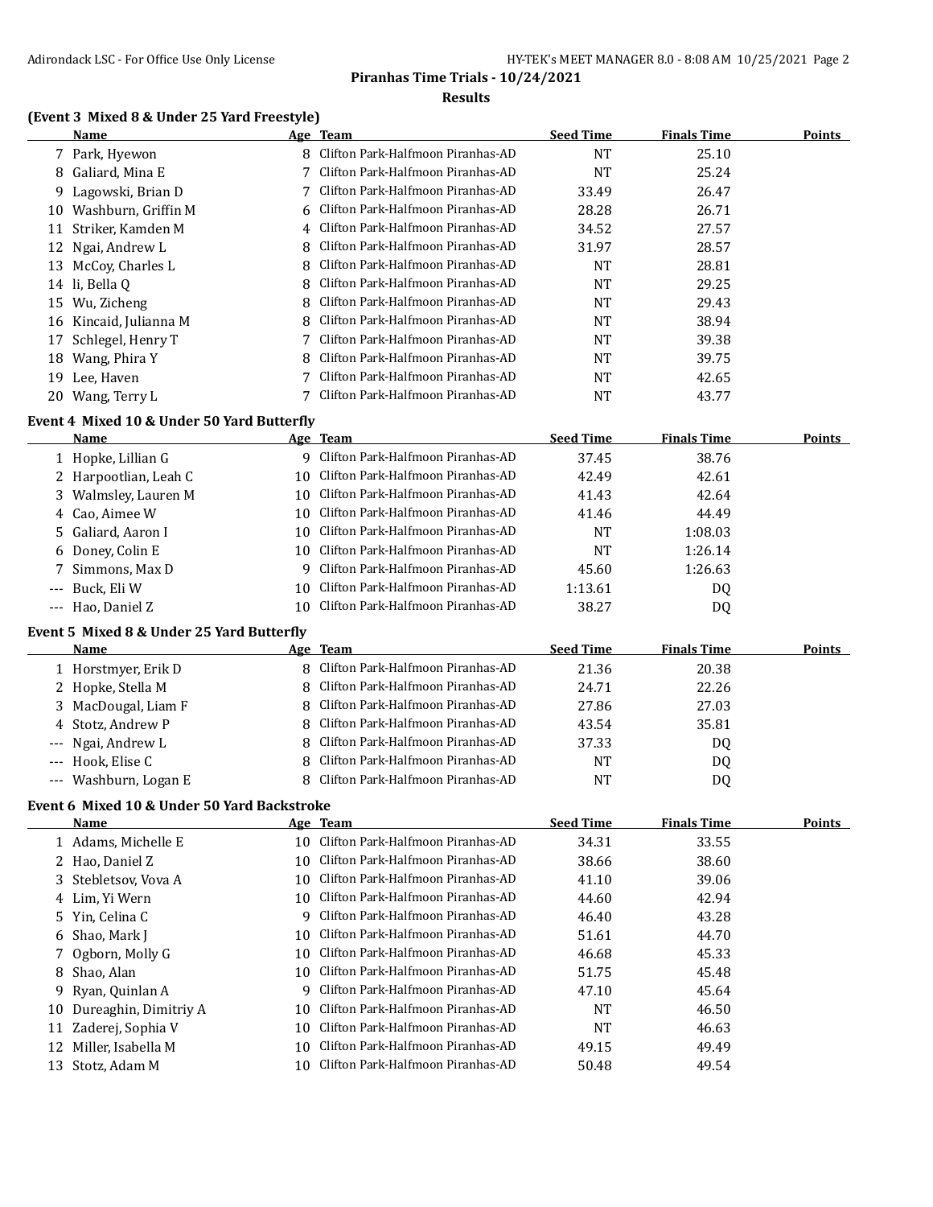# Piranhas Time Trials - 10/24/2021

## Results

### (Event 3 Mixed 8 & Under 25 Yard Freestyle)

| | Name | Age | Team | Seed Time | Finals Time | Points |
|---|---|---|---|---|---|---|
| 7 | Park, Hyewon | 8 | Clifton Park-Halfmoon Piranhas-AD | NT | 25.10 | |
| 8 | Galiard, Mina E | 7 | Clifton Park-Halfmoon Piranhas-AD | NT | 25.24 | |
| 9 | Lagowski, Brian D | 7 | Clifton Park-Halfmoon Piranhas-AD | 33.49 | 26.47 | |
| 10 | Washburn, Griffin M | 6 | Clifton Park-Halfmoon Piranhas-AD | 28.28 | 26.71 | |
| 11 | Striker, Kamden M | 4 | Clifton Park-Halfmoon Piranhas-AD | 34.52 | 27.57 | |
| 12 | Ngai, Andrew L | 8 | Clifton Park-Halfmoon Piranhas-AD | 31.97 | 28.57 | |
| 13 | McCoy, Charles L | 8 | Clifton Park-Halfmoon Piranhas-AD | NT | 28.81 | |
| 14 | li, Bella Q | 8 | Clifton Park-Halfmoon Piranhas-AD | NT | 29.25 | |
| 15 | Wu, Zicheng | 8 | Clifton Park-Halfmoon Piranhas-AD | NT | 29.43 | |
| 16 | Kincaid, Julianna M | 8 | Clifton Park-Halfmoon Piranhas-AD | NT | 38.94 | |
| 17 | Schlegel, Henry T | 7 | Clifton Park-Halfmoon Piranhas-AD | NT | 39.38 | |
| 18 | Wang, Phira Y | 8 | Clifton Park-Halfmoon Piranhas-AD | NT | 39.75 | |
| 19 | Lee, Haven | 7 | Clifton Park-Halfmoon Piranhas-AD | NT | 42.65 | |
| 20 | Wang, Terry L | 7 | Clifton Park-Halfmoon Piranhas-AD | NT | 43.77 | |

### Event 4 Mixed 10 & Under 50 Yard Butterfly

| | Name | Age | Team | Seed Time | Finals Time | Points |
|---|---|---|---|---|---|---|
| 1 | Hopke, Lillian G | 9 | Clifton Park-Halfmoon Piranhas-AD | 37.45 | 38.76 | |
| 2 | Harpootlian, Leah C | 10 | Clifton Park-Halfmoon Piranhas-AD | 42.49 | 42.61 | |
| 3 | Walmsley, Lauren M | 10 | Clifton Park-Halfmoon Piranhas-AD | 41.43 | 42.64 | |
| 4 | Cao, Aimee W | 10 | Clifton Park-Halfmoon Piranhas-AD | 41.46 | 44.49 | |
| 5 | Galiard, Aaron I | 10 | Clifton Park-Halfmoon Piranhas-AD | NT | 1:08.03 | |
| 6 | Doney, Colin E | 10 | Clifton Park-Halfmoon Piranhas-AD | NT | 1:26.14 | |
| 7 | Simmons, Max D | 9 | Clifton Park-Halfmoon Piranhas-AD | 45.60 | 1:26.63 | |
| --- | Buck, Eli W | 10 | Clifton Park-Halfmoon Piranhas-AD | 1:13.61 | DQ | |
| --- | Hao, Daniel Z | 10 | Clifton Park-Halfmoon Piranhas-AD | 38.27 | DQ | |

### Event 5 Mixed 8 & Under 25 Yard Butterfly

| | Name | Age | Team | Seed Time | Finals Time | Points |
|---|---|---|---|---|---|---|
| 1 | Horstmyer, Erik D | 8 | Clifton Park-Halfmoon Piranhas-AD | 21.36 | 20.38 | |
| 2 | Hopke, Stella M | 8 | Clifton Park-Halfmoon Piranhas-AD | 24.71 | 22.26 | |
| 3 | MacDougal, Liam F | 8 | Clifton Park-Halfmoon Piranhas-AD | 27.86 | 27.03 | |
| 4 | Stotz, Andrew P | 8 | Clifton Park-Halfmoon Piranhas-AD | 43.54 | 35.81 | |
| --- | Ngai, Andrew L | 8 | Clifton Park-Halfmoon Piranhas-AD | 37.33 | DQ | |
| --- | Hook, Elise C | 8 | Clifton Park-Halfmoon Piranhas-AD | NT | DQ | |
| --- | Washburn, Logan E | 8 | Clifton Park-Halfmoon Piranhas-AD | NT | DQ | |

### Event 6 Mixed 10 & Under 50 Yard Backstroke

| | Name | Age | Team | Seed Time | Finals Time | Points |
|---|---|---|---|---|---|---|
| 1 | Adams, Michelle E | 10 | Clifton Park-Halfmoon Piranhas-AD | 34.31 | 33.55 | |
| 2 | Hao, Daniel Z | 10 | Clifton Park-Halfmoon Piranhas-AD | 38.66 | 38.60 | |
| 3 | Stebletsov, Vova A | 10 | Clifton Park-Halfmoon Piranhas-AD | 41.10 | 39.06 | |
| 4 | Lim, Yi Wern | 10 | Clifton Park-Halfmoon Piranhas-AD | 44.60 | 42.94 | |
| 5 | Yin, Celina C | 9 | Clifton Park-Halfmoon Piranhas-AD | 46.40 | 43.28 | |
| 6 | Shao, Mark J | 10 | Clifton Park-Halfmoon Piranhas-AD | 51.61 | 44.70 | |
| 7 | Ogborn, Molly G | 10 | Clifton Park-Halfmoon Piranhas-AD | 46.68 | 45.33 | |
| 8 | Shao, Alan | 10 | Clifton Park-Halfmoon Piranhas-AD | 51.75 | 45.48 | |
| 9 | Ryan, Quinlan A | 9 | Clifton Park-Halfmoon Piranhas-AD | 47.10 | 45.64 | |
| 10 | Dureaghin, Dimitriy A | 10 | Clifton Park-Halfmoon Piranhas-AD | NT | 46.50 | |
| 11 | Zaderej, Sophia V | 10 | Clifton Park-Halfmoon Piranhas-AD | NT | 46.63 | |
| 12 | Miller, Isabella M | 10 | Clifton Park-Halfmoon Piranhas-AD | 49.15 | 49.49 | |
| 13 | Stotz, Adam M | 10 | Clifton Park-Halfmoon Piranhas-AD | 50.48 | 49.54 | |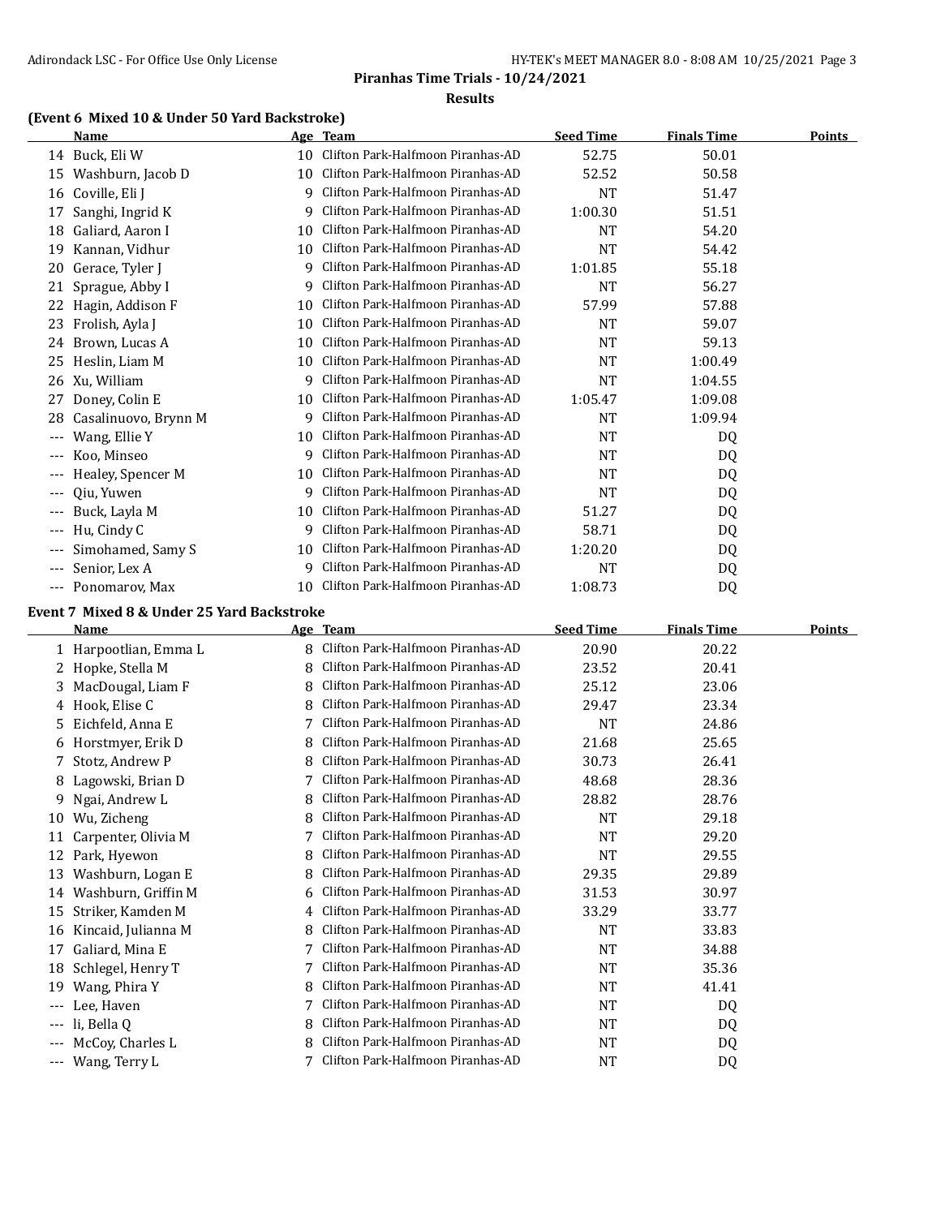## Piranhas Time Trials - 10/24/2021

### Results

### (Event 6 Mixed 10 & Under 50 Yard Backstroke)

| | Name | Age | Team | Seed Time | Finals Time | Points |
|---|---|---|---|---|---|---|
| 14 | Buck, Eli W | 10 | Clifton Park-Halfmoon Piranhas-AD | 52.75 | 50.01 | |
| 15 | Washburn, Jacob D | 10 | Clifton Park-Halfmoon Piranhas-AD | 52.52 | 50.58 | |
| 16 | Coville, Eli J | 9 | Clifton Park-Halfmoon Piranhas-AD | NT | 51.47 | |
| 17 | Sanghi, Ingrid K | 9 | Clifton Park-Halfmoon Piranhas-AD | 1:00.30 | 51.51 | |
| 18 | Galiard, Aaron I | 10 | Clifton Park-Halfmoon Piranhas-AD | NT | 54.20 | |
| 19 | Kannan, Vidhur | 10 | Clifton Park-Halfmoon Piranhas-AD | NT | 54.42 | |
| 20 | Gerace, Tyler J | 9 | Clifton Park-Halfmoon Piranhas-AD | 1:01.85 | 55.18 | |
| 21 | Sprague, Abby I | 9 | Clifton Park-Halfmoon Piranhas-AD | NT | 56.27 | |
| 22 | Hagin, Addison F | 10 | Clifton Park-Halfmoon Piranhas-AD | 57.99 | 57.88 | |
| 23 | Frolish, Ayla J | 10 | Clifton Park-Halfmoon Piranhas-AD | NT | 59.07 | |
| 24 | Brown, Lucas A | 10 | Clifton Park-Halfmoon Piranhas-AD | NT | 59.13 | |
| 25 | Heslin, Liam M | 10 | Clifton Park-Halfmoon Piranhas-AD | NT | 1:00.49 | |
| 26 | Xu, William | 9 | Clifton Park-Halfmoon Piranhas-AD | NT | 1:04.55 | |
| 27 | Doney, Colin E | 10 | Clifton Park-Halfmoon Piranhas-AD | 1:05.47 | 1:09.08 | |
| 28 | Casalinuovo, Brynn M | 9 | Clifton Park-Halfmoon Piranhas-AD | NT | 1:09.94 | |
| --- | Wang, Ellie Y | 10 | Clifton Park-Halfmoon Piranhas-AD | NT | DQ | |
| --- | Koo, Minseo | 9 | Clifton Park-Halfmoon Piranhas-AD | NT | DQ | |
| --- | Healey, Spencer M | 10 | Clifton Park-Halfmoon Piranhas-AD | NT | DQ | |
| --- | Qiu, Yuwen | 9 | Clifton Park-Halfmoon Piranhas-AD | NT | DQ | |
| --- | Buck, Layla M | 10 | Clifton Park-Halfmoon Piranhas-AD | 51.27 | DQ | |
| --- | Hu, Cindy C | 9 | Clifton Park-Halfmoon Piranhas-AD | 58.71 | DQ | |
| --- | Simohamed, Samy S | 10 | Clifton Park-Halfmoon Piranhas-AD | 1:20.20 | DQ | |
| --- | Senior, Lex A | 9 | Clifton Park-Halfmoon Piranhas-AD | NT | DQ | |
| --- | Ponomarov, Max | 10 | Clifton Park-Halfmoon Piranhas-AD | 1:08.73 | DQ | |

### Event 7 Mixed 8 & Under 25 Yard Backstroke

| | Name | Age | Team | Seed Time | Finals Time | Points |
|---|---|---|---|---|---|---|
| 1 | Harpootlian, Emma L | 8 | Clifton Park-Halfmoon Piranhas-AD | 20.90 | 20.22 | |
| 2 | Hopke, Stella M | 8 | Clifton Park-Halfmoon Piranhas-AD | 23.52 | 20.41 | |
| 3 | MacDougal, Liam F | 8 | Clifton Park-Halfmoon Piranhas-AD | 25.12 | 23.06 | |
| 4 | Hook, Elise C | 8 | Clifton Park-Halfmoon Piranhas-AD | 29.47 | 23.34 | |
| 5 | Eichfeld, Anna E | 7 | Clifton Park-Halfmoon Piranhas-AD | NT | 24.86 | |
| 6 | Horstmyer, Erik D | 8 | Clifton Park-Halfmoon Piranhas-AD | 21.68 | 25.65 | |
| 7 | Stotz, Andrew P | 8 | Clifton Park-Halfmoon Piranhas-AD | 30.73 | 26.41 | |
| 8 | Lagowski, Brian D | 7 | Clifton Park-Halfmoon Piranhas-AD | 48.68 | 28.36 | |
| 9 | Ngai, Andrew L | 8 | Clifton Park-Halfmoon Piranhas-AD | 28.82 | 28.76 | |
| 10 | Wu, Zicheng | 8 | Clifton Park-Halfmoon Piranhas-AD | NT | 29.18 | |
| 11 | Carpenter, Olivia M | 7 | Clifton Park-Halfmoon Piranhas-AD | NT | 29.20 | |
| 12 | Park, Hyewon | 8 | Clifton Park-Halfmoon Piranhas-AD | NT | 29.55 | |
| 13 | Washburn, Logan E | 8 | Clifton Park-Halfmoon Piranhas-AD | 29.35 | 29.89 | |
| 14 | Washburn, Griffin M | 6 | Clifton Park-Halfmoon Piranhas-AD | 31.53 | 30.97 | |
| 15 | Striker, Kamden M | 4 | Clifton Park-Halfmoon Piranhas-AD | 33.29 | 33.77 | |
| 16 | Kincaid, Julianna M | 8 | Clifton Park-Halfmoon Piranhas-AD | NT | 33.83 | |
| 17 | Galiard, Mina E | 7 | Clifton Park-Halfmoon Piranhas-AD | NT | 34.88 | |
| 18 | Schlegel, Henry T | 7 | Clifton Park-Halfmoon Piranhas-AD | NT | 35.36 | |
| 19 | Wang, Phira Y | 8 | Clifton Park-Halfmoon Piranhas-AD | NT | 41.41 | |
| --- | Lee, Haven | 7 | Clifton Park-Halfmoon Piranhas-AD | NT | DQ | |
| --- | li, Bella Q | 8 | Clifton Park-Halfmoon Piranhas-AD | NT | DQ | |
| --- | McCoy, Charles L | 8 | Clifton Park-Halfmoon Piranhas-AD | NT | DQ | |
| --- | Wang, Terry L | 7 | Clifton Park-Halfmoon Piranhas-AD | NT | DQ | |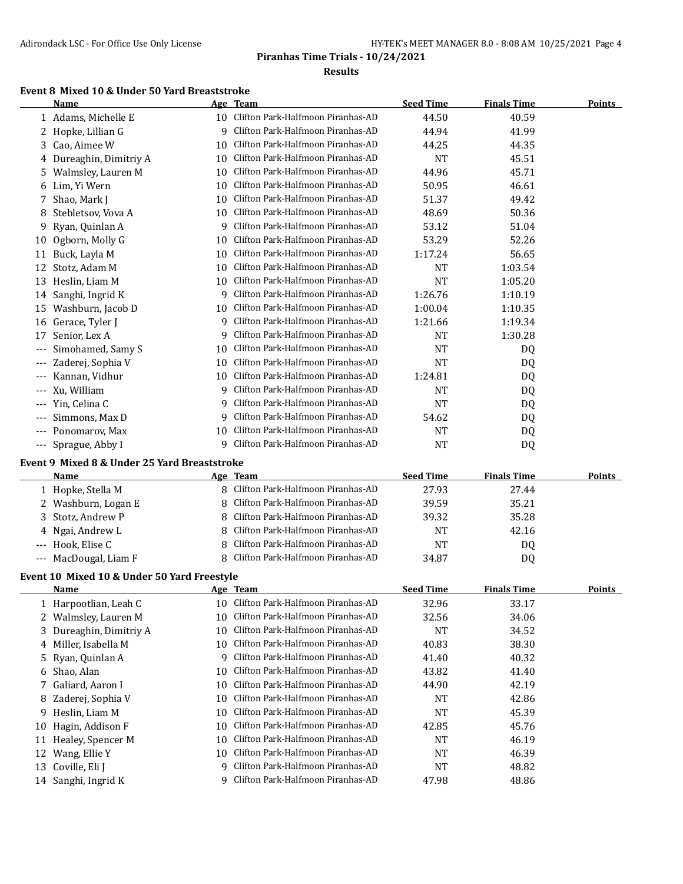**Piranhas Time Trials - 10/24/2021**

**Results**

### Event 8 Mixed 10 & Under 50 Yard Breaststroke

| | Name | Age | Team | Seed Time | Finals Time | Points |
|---|---|---|---|---|---|---|
| 1 | Adams, Michelle E | 10 | Clifton Park-Halfmoon Piranhas-AD | 44.50 | 40.59 | |
| 2 | Hopke, Lillian G | 9 | Clifton Park-Halfmoon Piranhas-AD | 44.94 | 41.99 | |
| 3 | Cao, Aimee W | 10 | Clifton Park-Halfmoon Piranhas-AD | 44.25 | 44.35 | |
| 4 | Dureaghin, Dimitriy A | 10 | Clifton Park-Halfmoon Piranhas-AD | NT | 45.51 | |
| 5 | Walmsley, Lauren M | 10 | Clifton Park-Halfmoon Piranhas-AD | 44.96 | 45.71 | |
| 6 | Lim, Yi Wern | 10 | Clifton Park-Halfmoon Piranhas-AD | 50.95 | 46.61 | |
| 7 | Shao, Mark J | 10 | Clifton Park-Halfmoon Piranhas-AD | 51.37 | 49.42 | |
| 8 | Stebletsov, Vova A | 10 | Clifton Park-Halfmoon Piranhas-AD | 48.69 | 50.36 | |
| 9 | Ryan, Quinlan A | 9 | Clifton Park-Halfmoon Piranhas-AD | 53.12 | 51.04 | |
| 10 | Ogborn, Molly G | 10 | Clifton Park-Halfmoon Piranhas-AD | 53.29 | 52.26 | |
| 11 | Buck, Layla M | 10 | Clifton Park-Halfmoon Piranhas-AD | 1:17.24 | 56.65 | |
| 12 | Stotz, Adam M | 10 | Clifton Park-Halfmoon Piranhas-AD | NT | 1:03.54 | |
| 13 | Heslin, Liam M | 10 | Clifton Park-Halfmoon Piranhas-AD | NT | 1:05.20 | |
| 14 | Sanghi, Ingrid K | 9 | Clifton Park-Halfmoon Piranhas-AD | 1:26.76 | 1:10.19 | |
| 15 | Washburn, Jacob D | 10 | Clifton Park-Halfmoon Piranhas-AD | 1:00.04 | 1:10.35 | |
| 16 | Gerace, Tyler J | 9 | Clifton Park-Halfmoon Piranhas-AD | 1:21.66 | 1:19.34 | |
| 17 | Senior, Lex A | 9 | Clifton Park-Halfmoon Piranhas-AD | NT | 1:30.28 | |
| --- | Simohamed, Samy S | 10 | Clifton Park-Halfmoon Piranhas-AD | NT | DQ | |
| --- | Zaderej, Sophia V | 10 | Clifton Park-Halfmoon Piranhas-AD | NT | DQ | |
| --- | Kannan, Vidhur | 10 | Clifton Park-Halfmoon Piranhas-AD | 1:24.81 | DQ | |
| --- | Xu, William | 9 | Clifton Park-Halfmoon Piranhas-AD | NT | DQ | |
| --- | Yin, Celina C | 9 | Clifton Park-Halfmoon Piranhas-AD | NT | DQ | |
| --- | Simmons, Max D | 9 | Clifton Park-Halfmoon Piranhas-AD | 54.62 | DQ | |
| --- | Ponomarov, Max | 10 | Clifton Park-Halfmoon Piranhas-AD | NT | DQ | |
| --- | Sprague, Abby I | 9 | Clifton Park-Halfmoon Piranhas-AD | NT | DQ | |

### Event 9 Mixed 8 & Under 25 Yard Breaststroke

| | Name | Age | Team | Seed Time | Finals Time | Points |
|---|---|---|---|---|---|---|
| 1 | Hopke, Stella M | 8 | Clifton Park-Halfmoon Piranhas-AD | 27.93 | 27.44 | |
| 2 | Washburn, Logan E | 8 | Clifton Park-Halfmoon Piranhas-AD | 39.59 | 35.21 | |
| 3 | Stotz, Andrew P | 8 | Clifton Park-Halfmoon Piranhas-AD | 39.32 | 35.28 | |
| 4 | Ngai, Andrew L | 8 | Clifton Park-Halfmoon Piranhas-AD | NT | 42.16 | |
| --- | Hook, Elise C | 8 | Clifton Park-Halfmoon Piranhas-AD | NT | DQ | |
| --- | MacDougal, Liam F | 8 | Clifton Park-Halfmoon Piranhas-AD | 34.87 | DQ | |

### Event 10 Mixed 10 & Under 50 Yard Freestyle

| | Name | Age | Team | Seed Time | Finals Time | Points |
|---|---|---|---|---|---|---|
| 1 | Harpootlian, Leah C | 10 | Clifton Park-Halfmoon Piranhas-AD | 32.96 | 33.17 | |
| 2 | Walmsley, Lauren M | 10 | Clifton Park-Halfmoon Piranhas-AD | 32.56 | 34.06 | |
| 3 | Dureaghin, Dimitriy A | 10 | Clifton Park-Halfmoon Piranhas-AD | NT | 34.52 | |
| 4 | Miller, Isabella M | 10 | Clifton Park-Halfmoon Piranhas-AD | 40.83 | 38.30 | |
| 5 | Ryan, Quinlan A | 9 | Clifton Park-Halfmoon Piranhas-AD | 41.40 | 40.32 | |
| 6 | Shao, Alan | 10 | Clifton Park-Halfmoon Piranhas-AD | 43.82 | 41.40 | |
| 7 | Galiard, Aaron I | 10 | Clifton Park-Halfmoon Piranhas-AD | 44.90 | 42.19 | |
| 8 | Zaderej, Sophia V | 10 | Clifton Park-Halfmoon Piranhas-AD | NT | 42.86 | |
| 9 | Heslin, Liam M | 10 | Clifton Park-Halfmoon Piranhas-AD | NT | 45.39 | |
| 10 | Hagin, Addison F | 10 | Clifton Park-Halfmoon Piranhas-AD | 42.85 | 45.76 | |
| 11 | Healey, Spencer M | 10 | Clifton Park-Halfmoon Piranhas-AD | NT | 46.19 | |
| 12 | Wang, Ellie Y | 10 | Clifton Park-Halfmoon Piranhas-AD | NT | 46.39 | |
| 13 | Coville, Eli J | 9 | Clifton Park-Halfmoon Piranhas-AD | NT | 48.82 | |
| 14 | Sanghi, Ingrid K | 9 | Clifton Park-Halfmoon Piranhas-AD | 47.98 | 48.86 | |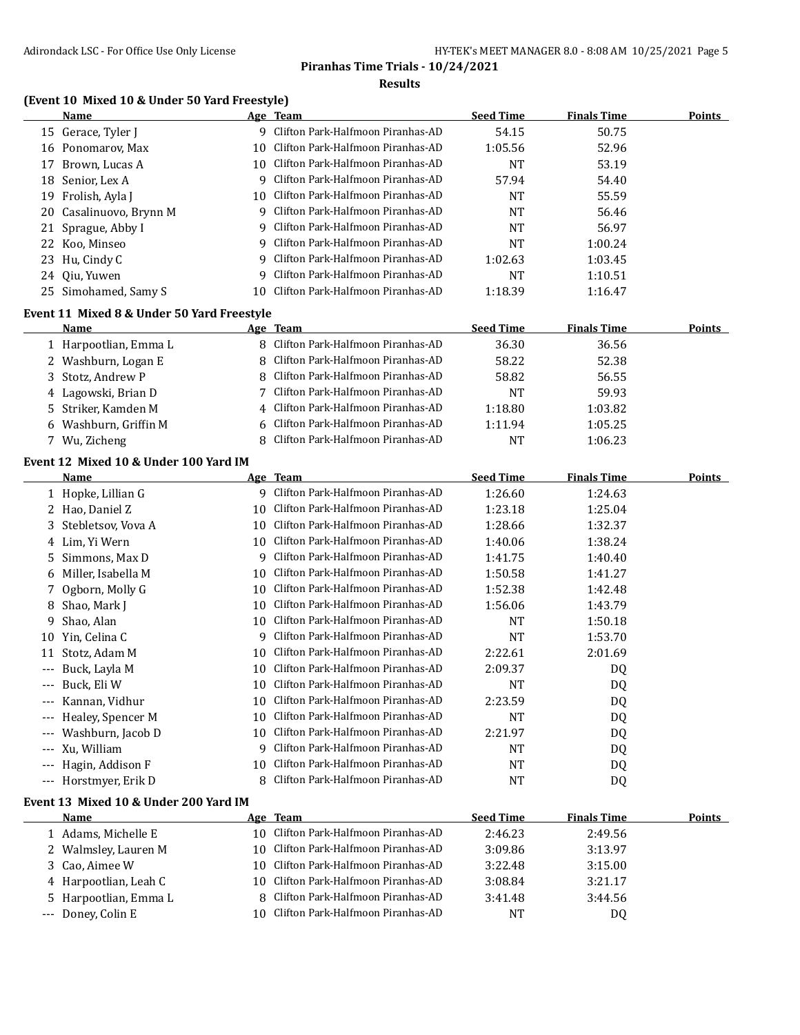**Piranhas Time Trials - 10/24/2021**

**Results**

### (Event 10 Mixed 10 & Under 50 Yard Freestyle)

| | Name | Age | Team | Seed Time | Finals Time | Points |
|---|---|---|---|---|---|---|
| 15 | Gerace, Tyler J | 9 | Clifton Park-Halfmoon Piranhas-AD | 54.15 | 50.75 | |
| 16 | Ponomarov, Max | 10 | Clifton Park-Halfmoon Piranhas-AD | 1:05.56 | 52.96 | |
| 17 | Brown, Lucas A | 10 | Clifton Park-Halfmoon Piranhas-AD | NT | 53.19 | |
| 18 | Senior, Lex A | 9 | Clifton Park-Halfmoon Piranhas-AD | 57.94 | 54.40 | |
| 19 | Frolish, Ayla J | 10 | Clifton Park-Halfmoon Piranhas-AD | NT | 55.59 | |
| 20 | Casalinuovo, Brynn M | 9 | Clifton Park-Halfmoon Piranhas-AD | NT | 56.46 | |
| 21 | Sprague, Abby I | 9 | Clifton Park-Halfmoon Piranhas-AD | NT | 56.97 | |
| 22 | Koo, Minseo | 9 | Clifton Park-Halfmoon Piranhas-AD | NT | 1:00.24 | |
| 23 | Hu, Cindy C | 9 | Clifton Park-Halfmoon Piranhas-AD | 1:02.63 | 1:03.45 | |
| 24 | Qiu, Yuwen | 9 | Clifton Park-Halfmoon Piranhas-AD | NT | 1:10.51 | |
| 25 | Simohamed, Samy S | 10 | Clifton Park-Halfmoon Piranhas-AD | 1:18.39 | 1:16.47 | |

### Event 11 Mixed 8 & Under 50 Yard Freestyle

| | Name | Age | Team | Seed Time | Finals Time | Points |
|---|---|---|---|---|---|---|
| 1 | Harpootlian, Emma L | 8 | Clifton Park-Halfmoon Piranhas-AD | 36.30 | 36.56 | |
| 2 | Washburn, Logan E | 8 | Clifton Park-Halfmoon Piranhas-AD | 58.22 | 52.38 | |
| 3 | Stotz, Andrew P | 8 | Clifton Park-Halfmoon Piranhas-AD | 58.82 | 56.55 | |
| 4 | Lagowski, Brian D | 7 | Clifton Park-Halfmoon Piranhas-AD | NT | 59.93 | |
| 5 | Striker, Kamden M | 4 | Clifton Park-Halfmoon Piranhas-AD | 1:18.80 | 1:03.82 | |
| 6 | Washburn, Griffin M | 6 | Clifton Park-Halfmoon Piranhas-AD | 1:11.94 | 1:05.25 | |
| 7 | Wu, Zicheng | 8 | Clifton Park-Halfmoon Piranhas-AD | NT | 1:06.23 | |

### Event 12 Mixed 10 & Under 100 Yard IM

| | Name | Age | Team | Seed Time | Finals Time | Points |
|---|---|---|---|---|---|---|
| 1 | Hopke, Lillian G | 9 | Clifton Park-Halfmoon Piranhas-AD | 1:26.60 | 1:24.63 | |
| 2 | Hao, Daniel Z | 10 | Clifton Park-Halfmoon Piranhas-AD | 1:23.18 | 1:25.04 | |
| 3 | Stebletsov, Vova A | 10 | Clifton Park-Halfmoon Piranhas-AD | 1:28.66 | 1:32.37 | |
| 4 | Lim, Yi Wern | 10 | Clifton Park-Halfmoon Piranhas-AD | 1:40.06 | 1:38.24 | |
| 5 | Simmons, Max D | 9 | Clifton Park-Halfmoon Piranhas-AD | 1:41.75 | 1:40.40 | |
| 6 | Miller, Isabella M | 10 | Clifton Park-Halfmoon Piranhas-AD | 1:50.58 | 1:41.27 | |
| 7 | Ogborn, Molly G | 10 | Clifton Park-Halfmoon Piranhas-AD | 1:52.38 | 1:42.48 | |
| 8 | Shao, Mark J | 10 | Clifton Park-Halfmoon Piranhas-AD | 1:56.06 | 1:43.79 | |
| 9 | Shao, Alan | 10 | Clifton Park-Halfmoon Piranhas-AD | NT | 1:50.18 | |
| 10 | Yin, Celina C | 9 | Clifton Park-Halfmoon Piranhas-AD | NT | 1:53.70 | |
| 11 | Stotz, Adam M | 10 | Clifton Park-Halfmoon Piranhas-AD | 2:22.61 | 2:01.69 | |
| --- | Buck, Layla M | 10 | Clifton Park-Halfmoon Piranhas-AD | 2:09.37 | DQ | |
| --- | Buck, Eli W | 10 | Clifton Park-Halfmoon Piranhas-AD | NT | DQ | |
| --- | Kannan, Vidhur | 10 | Clifton Park-Halfmoon Piranhas-AD | 2:23.59 | DQ | |
| --- | Healey, Spencer M | 10 | Clifton Park-Halfmoon Piranhas-AD | NT | DQ | |
| --- | Washburn, Jacob D | 10 | Clifton Park-Halfmoon Piranhas-AD | 2:21.97 | DQ | |
| --- | Xu, William | 9 | Clifton Park-Halfmoon Piranhas-AD | NT | DQ | |
| --- | Hagin, Addison F | 10 | Clifton Park-Halfmoon Piranhas-AD | NT | DQ | |
| --- | Horstmyer, Erik D | 8 | Clifton Park-Halfmoon Piranhas-AD | NT | DQ | |

### Event 13 Mixed 10 & Under 200 Yard IM

| | Name | Age | Team | Seed Time | Finals Time | Points |
|---|---|---|---|---|---|---|
| 1 | Adams, Michelle E | 10 | Clifton Park-Halfmoon Piranhas-AD | 2:46.23 | 2:49.56 | |
| 2 | Walmsley, Lauren M | 10 | Clifton Park-Halfmoon Piranhas-AD | 3:09.86 | 3:13.97 | |
| 3 | Cao, Aimee W | 10 | Clifton Park-Halfmoon Piranhas-AD | 3:22.48 | 3:15.00 | |
| 4 | Harpootlian, Leah C | 10 | Clifton Park-Halfmoon Piranhas-AD | 3:08.84 | 3:21.17 | |
| 5 | Harpootlian, Emma L | 8 | Clifton Park-Halfmoon Piranhas-AD | 3:41.48 | 3:44.56 | |
| --- | Doney, Colin E | 10 | Clifton Park-Halfmoon Piranhas-AD | NT | DQ | |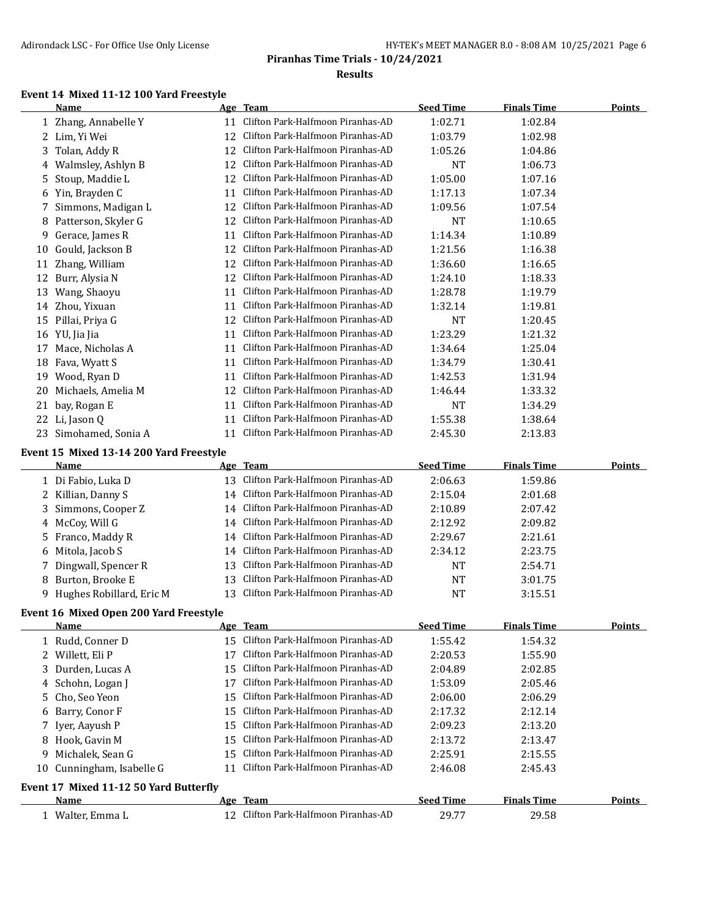# Piranhas Time Trials - 10/24/2021

## Results

### Event 14 Mixed 11-12 100 Yard Freestyle

| | Name | Age | Team | Seed Time | Finals Time | Points |
|---|---|---|---|---|---|---|
| 1 | Zhang, Annabelle Y | 11 | Clifton Park-Halfmoon Piranhas-AD | 1:02.71 | 1:02.84 | |
| 2 | Lim, Yi Wei | 12 | Clifton Park-Halfmoon Piranhas-AD | 1:03.79 | 1:02.98 | |
| 3 | Tolan, Addy R | 12 | Clifton Park-Halfmoon Piranhas-AD | 1:05.26 | 1:04.86 | |
| 4 | Walmsley, Ashlyn B | 12 | Clifton Park-Halfmoon Piranhas-AD | NT | 1:06.73 | |
| 5 | Stoup, Maddie L | 12 | Clifton Park-Halfmoon Piranhas-AD | 1:05.00 | 1:07.16 | |
| 6 | Yin, Brayden C | 11 | Clifton Park-Halfmoon Piranhas-AD | 1:17.13 | 1:07.34 | |
| 7 | Simmons, Madigan L | 12 | Clifton Park-Halfmoon Piranhas-AD | 1:09.56 | 1:07.54 | |
| 8 | Patterson, Skyler G | 12 | Clifton Park-Halfmoon Piranhas-AD | NT | 1:10.65 | |
| 9 | Gerace, James R | 11 | Clifton Park-Halfmoon Piranhas-AD | 1:14.34 | 1:10.89 | |
| 10 | Gould, Jackson B | 12 | Clifton Park-Halfmoon Piranhas-AD | 1:21.56 | 1:16.38 | |
| 11 | Zhang, William | 12 | Clifton Park-Halfmoon Piranhas-AD | 1:36.60 | 1:16.65 | |
| 12 | Burr, Alysia N | 12 | Clifton Park-Halfmoon Piranhas-AD | 1:24.10 | 1:18.33 | |
| 13 | Wang, Shaoyu | 11 | Clifton Park-Halfmoon Piranhas-AD | 1:28.78 | 1:19.79 | |
| 14 | Zhou, Yixuan | 11 | Clifton Park-Halfmoon Piranhas-AD | 1:32.14 | 1:19.81 | |
| 15 | Pillai, Priya G | 12 | Clifton Park-Halfmoon Piranhas-AD | NT | 1:20.45 | |
| 16 | YU, Jia Jia | 11 | Clifton Park-Halfmoon Piranhas-AD | 1:23.29 | 1:21.32 | |
| 17 | Mace, Nicholas A | 11 | Clifton Park-Halfmoon Piranhas-AD | 1:34.64 | 1:25.04 | |
| 18 | Fava, Wyatt S | 11 | Clifton Park-Halfmoon Piranhas-AD | 1:34.79 | 1:30.41 | |
| 19 | Wood, Ryan D | 11 | Clifton Park-Halfmoon Piranhas-AD | 1:42.53 | 1:31.94 | |
| 20 | Michaels, Amelia M | 12 | Clifton Park-Halfmoon Piranhas-AD | 1:46.44 | 1:33.32 | |
| 21 | bay, Rogan E | 11 | Clifton Park-Halfmoon Piranhas-AD | NT | 1:34.29 | |
| 22 | Li, Jason Q | 11 | Clifton Park-Halfmoon Piranhas-AD | 1:55.38 | 1:38.64 | |
| 23 | Simohamed, Sonia A | 11 | Clifton Park-Halfmoon Piranhas-AD | 2:45.30 | 2:13.83 | |

### Event 15 Mixed 13-14 200 Yard Freestyle

| | Name | Age | Team | Seed Time | Finals Time | Points |
|---|---|---|---|---|---|---|
| 1 | Di Fabio, Luka D | 13 | Clifton Park-Halfmoon Piranhas-AD | 2:06.63 | 1:59.86 | |
| 2 | Killian, Danny S | 14 | Clifton Park-Halfmoon Piranhas-AD | 2:15.04 | 2:01.68 | |
| 3 | Simmons, Cooper Z | 14 | Clifton Park-Halfmoon Piranhas-AD | 2:10.89 | 2:07.42 | |
| 4 | McCoy, Will G | 14 | Clifton Park-Halfmoon Piranhas-AD | 2:12.92 | 2:09.82 | |
| 5 | Franco, Maddy R | 14 | Clifton Park-Halfmoon Piranhas-AD | 2:29.67 | 2:21.61 | |
| 6 | Mitola, Jacob S | 14 | Clifton Park-Halfmoon Piranhas-AD | 2:34.12 | 2:23.75 | |
| 7 | Dingwall, Spencer R | 13 | Clifton Park-Halfmoon Piranhas-AD | NT | 2:54.71 | |
| 8 | Burton, Brooke E | 13 | Clifton Park-Halfmoon Piranhas-AD | NT | 3:01.75 | |
| 9 | Hughes Robillard, Eric M | 13 | Clifton Park-Halfmoon Piranhas-AD | NT | 3:15.51 | |

### Event 16 Mixed Open 200 Yard Freestyle

| | Name | Age | Team | Seed Time | Finals Time | Points |
|---|---|---|---|---|---|---|
| 1 | Rudd, Conner D | 15 | Clifton Park-Halfmoon Piranhas-AD | 1:55.42 | 1:54.32 | |
| 2 | Willett, Eli P | 17 | Clifton Park-Halfmoon Piranhas-AD | 2:20.53 | 1:55.90 | |
| 3 | Durden, Lucas A | 15 | Clifton Park-Halfmoon Piranhas-AD | 2:04.89 | 2:02.85 | |
| 4 | Schohn, Logan J | 17 | Clifton Park-Halfmoon Piranhas-AD | 1:53.09 | 2:05.46 | |
| 5 | Cho, Seo Yeon | 15 | Clifton Park-Halfmoon Piranhas-AD | 2:06.00 | 2:06.29 | |
| 6 | Barry, Conor F | 15 | Clifton Park-Halfmoon Piranhas-AD | 2:17.32 | 2:12.14 | |
| 7 | Iyer, Aayush P | 15 | Clifton Park-Halfmoon Piranhas-AD | 2:09.23 | 2:13.20 | |
| 8 | Hook, Gavin M | 15 | Clifton Park-Halfmoon Piranhas-AD | 2:13.72 | 2:13.47 | |
| 9 | Michalek, Sean G | 15 | Clifton Park-Halfmoon Piranhas-AD | 2:25.91 | 2:15.55 | |
| 10 | Cunningham, Isabelle G | 11 | Clifton Park-Halfmoon Piranhas-AD | 2:46.08 | 2:45.43 | |

### Event 17 Mixed 11-12 50 Yard Butterfly

| | Name | Age | Team | Seed Time | Finals Time | Points |
|---|---|---|---|---|---|---|
| 1 | Walter, Emma L | 12 | Clifton Park-Halfmoon Piranhas-AD | 29.77 | 29.58 | |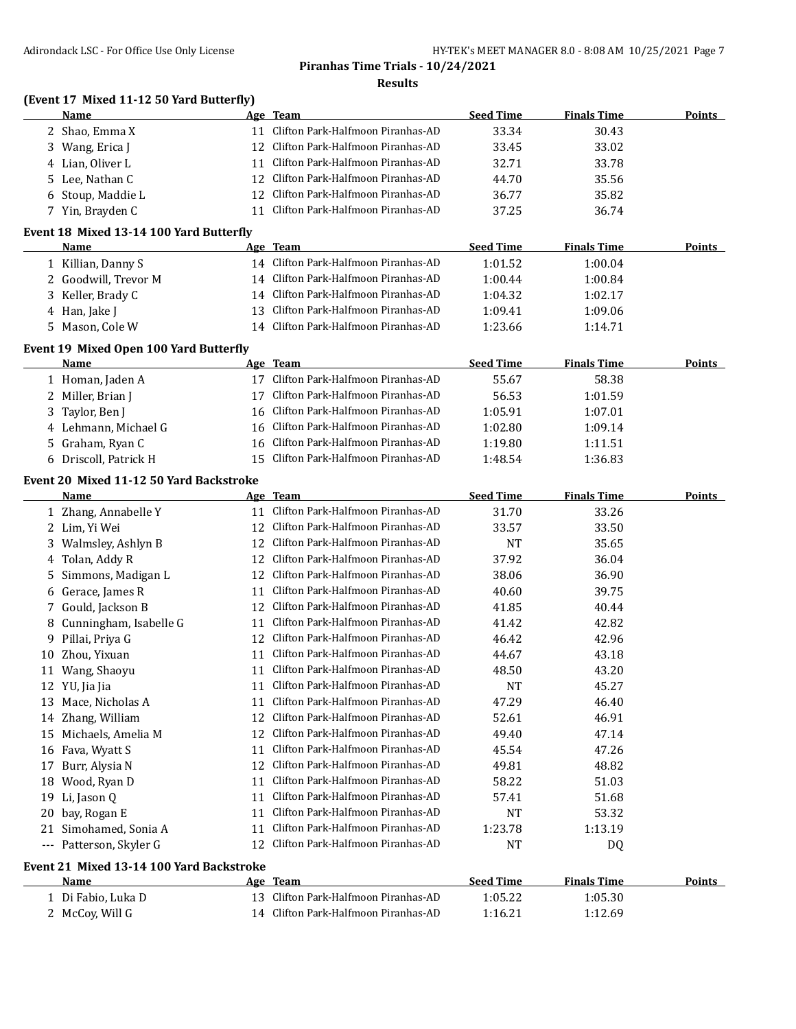**Piranhas Time Trials - 10/24/2021**

**Results**

### (Event 17 Mixed 11-12 50 Yard Butterfly)

| | Name | Age | Team | Seed Time | Finals Time | Points |
|---|---|---|---|---|---|---|
| 2 | Shao, Emma X | 11 | Clifton Park-Halfmoon Piranhas-AD | 33.34 | 30.43 | |
| 3 | Wang, Erica J | 12 | Clifton Park-Halfmoon Piranhas-AD | 33.45 | 33.02 | |
| 4 | Lian, Oliver L | 11 | Clifton Park-Halfmoon Piranhas-AD | 32.71 | 33.78 | |
| 5 | Lee, Nathan C | 12 | Clifton Park-Halfmoon Piranhas-AD | 44.70 | 35.56 | |
| 6 | Stoup, Maddie L | 12 | Clifton Park-Halfmoon Piranhas-AD | 36.77 | 35.82 | |
| 7 | Yin, Brayden C | 11 | Clifton Park-Halfmoon Piranhas-AD | 37.25 | 36.74 | |

### Event 18 Mixed 13-14 100 Yard Butterfly

| | Name | Age | Team | Seed Time | Finals Time | Points |
|---|---|---|---|---|---|---|
| 1 | Killian, Danny S | 14 | Clifton Park-Halfmoon Piranhas-AD | 1:01.52 | 1:00.04 | |
| 2 | Goodwill, Trevor M | 14 | Clifton Park-Halfmoon Piranhas-AD | 1:00.44 | 1:00.84 | |
| 3 | Keller, Brady C | 14 | Clifton Park-Halfmoon Piranhas-AD | 1:04.32 | 1:02.17 | |
| 4 | Han, Jake J | 13 | Clifton Park-Halfmoon Piranhas-AD | 1:09.41 | 1:09.06 | |
| 5 | Mason, Cole W | 14 | Clifton Park-Halfmoon Piranhas-AD | 1:23.66 | 1:14.71 | |

### Event 19 Mixed Open 100 Yard Butterfly

| | Name | Age | Team | Seed Time | Finals Time | Points |
|---|---|---|---|---|---|---|
| 1 | Homan, Jaden A | 17 | Clifton Park-Halfmoon Piranhas-AD | 55.67 | 58.38 | |
| 2 | Miller, Brian J | 17 | Clifton Park-Halfmoon Piranhas-AD | 56.53 | 1:01.59 | |
| 3 | Taylor, Ben J | 16 | Clifton Park-Halfmoon Piranhas-AD | 1:05.91 | 1:07.01 | |
| 4 | Lehmann, Michael G | 16 | Clifton Park-Halfmoon Piranhas-AD | 1:02.80 | 1:09.14 | |
| 5 | Graham, Ryan C | 16 | Clifton Park-Halfmoon Piranhas-AD | 1:19.80 | 1:11.51 | |
| 6 | Driscoll, Patrick H | 15 | Clifton Park-Halfmoon Piranhas-AD | 1:48.54 | 1:36.83 | |

### Event 20 Mixed 11-12 50 Yard Backstroke

| | Name | Age | Team | Seed Time | Finals Time | Points |
|---|---|---|---|---|---|---|
| 1 | Zhang, Annabelle Y | 11 | Clifton Park-Halfmoon Piranhas-AD | 31.70 | 33.26 | |
| 2 | Lim, Yi Wei | 12 | Clifton Park-Halfmoon Piranhas-AD | 33.57 | 33.50 | |
| 3 | Walmsley, Ashlyn B | 12 | Clifton Park-Halfmoon Piranhas-AD | NT | 35.65 | |
| 4 | Tolan, Addy R | 12 | Clifton Park-Halfmoon Piranhas-AD | 37.92 | 36.04 | |
| 5 | Simmons, Madigan L | 12 | Clifton Park-Halfmoon Piranhas-AD | 38.06 | 36.90 | |
| 6 | Gerace, James R | 11 | Clifton Park-Halfmoon Piranhas-AD | 40.60 | 39.75 | |
| 7 | Gould, Jackson B | 12 | Clifton Park-Halfmoon Piranhas-AD | 41.85 | 40.44 | |
| 8 | Cunningham, Isabelle G | 11 | Clifton Park-Halfmoon Piranhas-AD | 41.42 | 42.82 | |
| 9 | Pillai, Priya G | 12 | Clifton Park-Halfmoon Piranhas-AD | 46.42 | 42.96 | |
| 10 | Zhou, Yixuan | 11 | Clifton Park-Halfmoon Piranhas-AD | 44.67 | 43.18 | |
| 11 | Wang, Shaoyu | 11 | Clifton Park-Halfmoon Piranhas-AD | 48.50 | 43.20 | |
| 12 | YU, Jia Jia | 11 | Clifton Park-Halfmoon Piranhas-AD | NT | 45.27 | |
| 13 | Mace, Nicholas A | 11 | Clifton Park-Halfmoon Piranhas-AD | 47.29 | 46.40 | |
| 14 | Zhang, William | 12 | Clifton Park-Halfmoon Piranhas-AD | 52.61 | 46.91 | |
| 15 | Michaels, Amelia M | 12 | Clifton Park-Halfmoon Piranhas-AD | 49.40 | 47.14 | |
| 16 | Fava, Wyatt S | 11 | Clifton Park-Halfmoon Piranhas-AD | 45.54 | 47.26 | |
| 17 | Burr, Alysia N | 12 | Clifton Park-Halfmoon Piranhas-AD | 49.81 | 48.82 | |
| 18 | Wood, Ryan D | 11 | Clifton Park-Halfmoon Piranhas-AD | 58.22 | 51.03 | |
| 19 | Li, Jason Q | 11 | Clifton Park-Halfmoon Piranhas-AD | 57.41 | 51.68 | |
| 20 | bay, Rogan E | 11 | Clifton Park-Halfmoon Piranhas-AD | NT | 53.32 | |
| 21 | Simohamed, Sonia A | 11 | Clifton Park-Halfmoon Piranhas-AD | 1:23.78 | 1:13.19 | |
| --- | Patterson, Skyler G | 12 | Clifton Park-Halfmoon Piranhas-AD | NT | DQ | |

### Event 21 Mixed 13-14 100 Yard Backstroke

| | Name | Age | Team | Seed Time | Finals Time | Points |
|---|---|---|---|---|---|---|
| 1 | Di Fabio, Luka D | 13 | Clifton Park-Halfmoon Piranhas-AD | 1:05.22 | 1:05.30 | |
| 2 | McCoy, Will G | 14 | Clifton Park-Halfmoon Piranhas-AD | 1:16.21 | 1:12.69 | |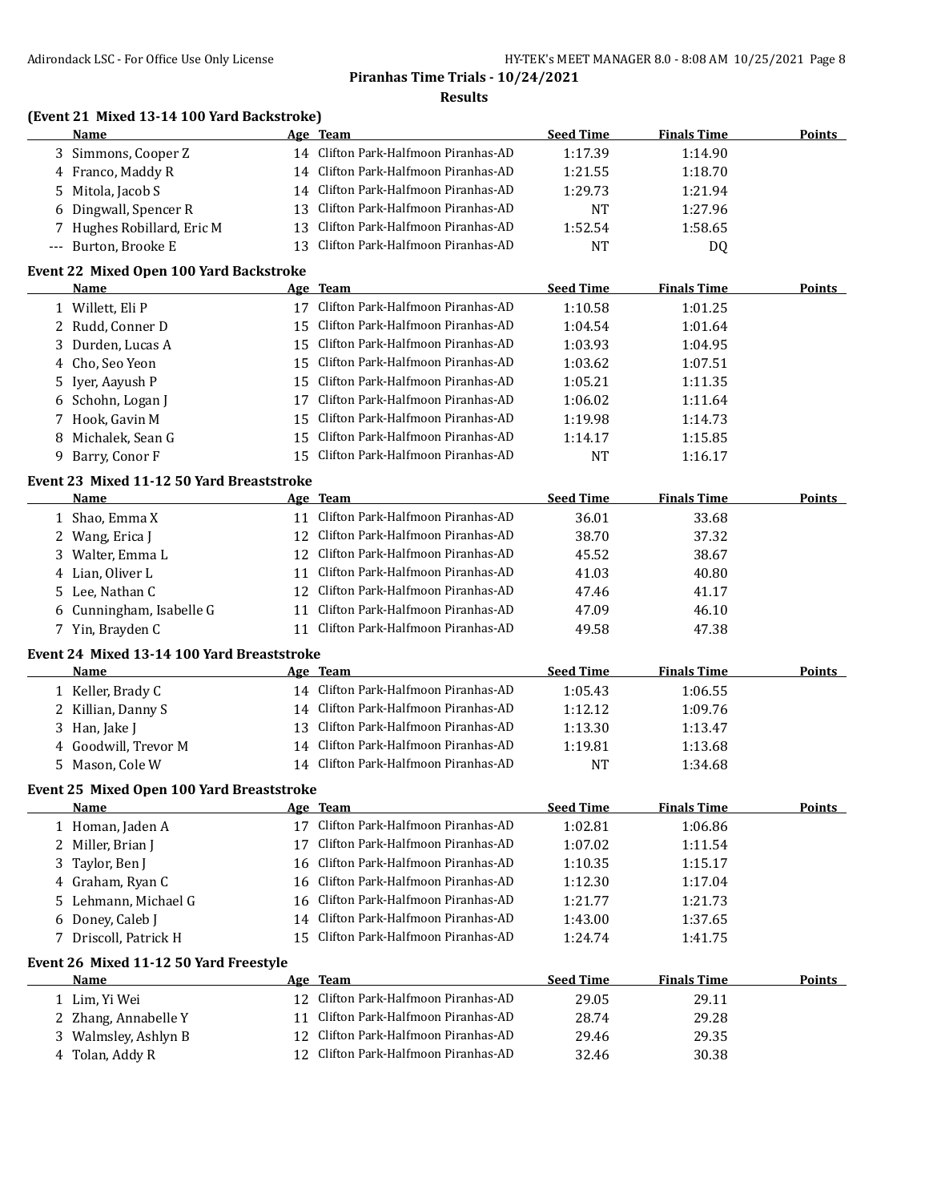## Piranhas Time Trials - 10/24/2021

### Results

**(Event 21 Mixed 13-14 100 Yard Backstroke)**

| | Name | Age | Team | Seed Time | Finals Time | Points |
|---|---|---|---|---|---|---|
| 3 | Simmons, Cooper Z | 14 | Clifton Park-Halfmoon Piranhas-AD | 1:17.39 | 1:14.90 | |
| 4 | Franco, Maddy R | 14 | Clifton Park-Halfmoon Piranhas-AD | 1:21.55 | 1:18.70 | |
| 5 | Mitola, Jacob S | 14 | Clifton Park-Halfmoon Piranhas-AD | 1:29.73 | 1:21.94 | |
| 6 | Dingwall, Spencer R | 13 | Clifton Park-Halfmoon Piranhas-AD | NT | 1:27.96 | |
| 7 | Hughes Robillard, Eric M | 13 | Clifton Park-Halfmoon Piranhas-AD | 1:52.54 | 1:58.65 | |
| --- | Burton, Brooke E | 13 | Clifton Park-Halfmoon Piranhas-AD | NT | DQ | |

**Event 22 Mixed Open 100 Yard Backstroke**

| | Name | Age | Team | Seed Time | Finals Time | Points |
|---|---|---|---|---|---|---|
| 1 | Willett, Eli P | 17 | Clifton Park-Halfmoon Piranhas-AD | 1:10.58 | 1:01.25 | |
| 2 | Rudd, Conner D | 15 | Clifton Park-Halfmoon Piranhas-AD | 1:04.54 | 1:01.64 | |
| 3 | Durden, Lucas A | 15 | Clifton Park-Halfmoon Piranhas-AD | 1:03.93 | 1:04.95 | |
| 4 | Cho, Seo Yeon | 15 | Clifton Park-Halfmoon Piranhas-AD | 1:03.62 | 1:07.51 | |
| 5 | Iyer, Aayush P | 15 | Clifton Park-Halfmoon Piranhas-AD | 1:05.21 | 1:11.35 | |
| 6 | Schohn, Logan J | 17 | Clifton Park-Halfmoon Piranhas-AD | 1:06.02 | 1:11.64 | |
| 7 | Hook, Gavin M | 15 | Clifton Park-Halfmoon Piranhas-AD | 1:19.98 | 1:14.73 | |
| 8 | Michalek, Sean G | 15 | Clifton Park-Halfmoon Piranhas-AD | 1:14.17 | 1:15.85 | |
| 9 | Barry, Conor F | 15 | Clifton Park-Halfmoon Piranhas-AD | NT | 1:16.17 | |

**Event 23 Mixed 11-12 50 Yard Breaststroke**

| | Name | Age | Team | Seed Time | Finals Time | Points |
|---|---|---|---|---|---|---|
| 1 | Shao, Emma X | 11 | Clifton Park-Halfmoon Piranhas-AD | 36.01 | 33.68 | |
| 2 | Wang, Erica J | 12 | Clifton Park-Halfmoon Piranhas-AD | 38.70 | 37.32 | |
| 3 | Walter, Emma L | 12 | Clifton Park-Halfmoon Piranhas-AD | 45.52 | 38.67 | |
| 4 | Lian, Oliver L | 11 | Clifton Park-Halfmoon Piranhas-AD | 41.03 | 40.80 | |
| 5 | Lee, Nathan C | 12 | Clifton Park-Halfmoon Piranhas-AD | 47.46 | 41.17 | |
| 6 | Cunningham, Isabelle G | 11 | Clifton Park-Halfmoon Piranhas-AD | 47.09 | 46.10 | |
| 7 | Yin, Brayden C | 11 | Clifton Park-Halfmoon Piranhas-AD | 49.58 | 47.38 | |

**Event 24 Mixed 13-14 100 Yard Breaststroke**

| | Name | Age | Team | Seed Time | Finals Time | Points |
|---|---|---|---|---|---|---|
| 1 | Keller, Brady C | 14 | Clifton Park-Halfmoon Piranhas-AD | 1:05.43 | 1:06.55 | |
| 2 | Killian, Danny S | 14 | Clifton Park-Halfmoon Piranhas-AD | 1:12.12 | 1:09.76 | |
| 3 | Han, Jake J | 13 | Clifton Park-Halfmoon Piranhas-AD | 1:13.30 | 1:13.47 | |
| 4 | Goodwill, Trevor M | 14 | Clifton Park-Halfmoon Piranhas-AD | 1:19.81 | 1:13.68 | |
| 5 | Mason, Cole W | 14 | Clifton Park-Halfmoon Piranhas-AD | NT | 1:34.68 | |

**Event 25 Mixed Open 100 Yard Breaststroke**

| | Name | Age | Team | Seed Time | Finals Time | Points |
|---|---|---|---|---|---|---|
| 1 | Homan, Jaden A | 17 | Clifton Park-Halfmoon Piranhas-AD | 1:02.81 | 1:06.86 | |
| 2 | Miller, Brian J | 17 | Clifton Park-Halfmoon Piranhas-AD | 1:07.02 | 1:11.54 | |
| 3 | Taylor, Ben J | 16 | Clifton Park-Halfmoon Piranhas-AD | 1:10.35 | 1:15.17 | |
| 4 | Graham, Ryan C | 16 | Clifton Park-Halfmoon Piranhas-AD | 1:12.30 | 1:17.04 | |
| 5 | Lehmann, Michael G | 16 | Clifton Park-Halfmoon Piranhas-AD | 1:21.77 | 1:21.73 | |
| 6 | Doney, Caleb J | 14 | Clifton Park-Halfmoon Piranhas-AD | 1:43.00 | 1:37.65 | |
| 7 | Driscoll, Patrick H | 15 | Clifton Park-Halfmoon Piranhas-AD | 1:24.74 | 1:41.75 | |

**Event 26 Mixed 11-12 50 Yard Freestyle**

| | Name | Age | Team | Seed Time | Finals Time | Points |
|---|---|---|---|---|---|---|
| 1 | Lim, Yi Wei | 12 | Clifton Park-Halfmoon Piranhas-AD | 29.05 | 29.11 | |
| 2 | Zhang, Annabelle Y | 11 | Clifton Park-Halfmoon Piranhas-AD | 28.74 | 29.28 | |
| 3 | Walmsley, Ashlyn B | 12 | Clifton Park-Halfmoon Piranhas-AD | 29.46 | 29.35 | |
| 4 | Tolan, Addy R | 12 | Clifton Park-Halfmoon Piranhas-AD | 32.46 | 30.38 | |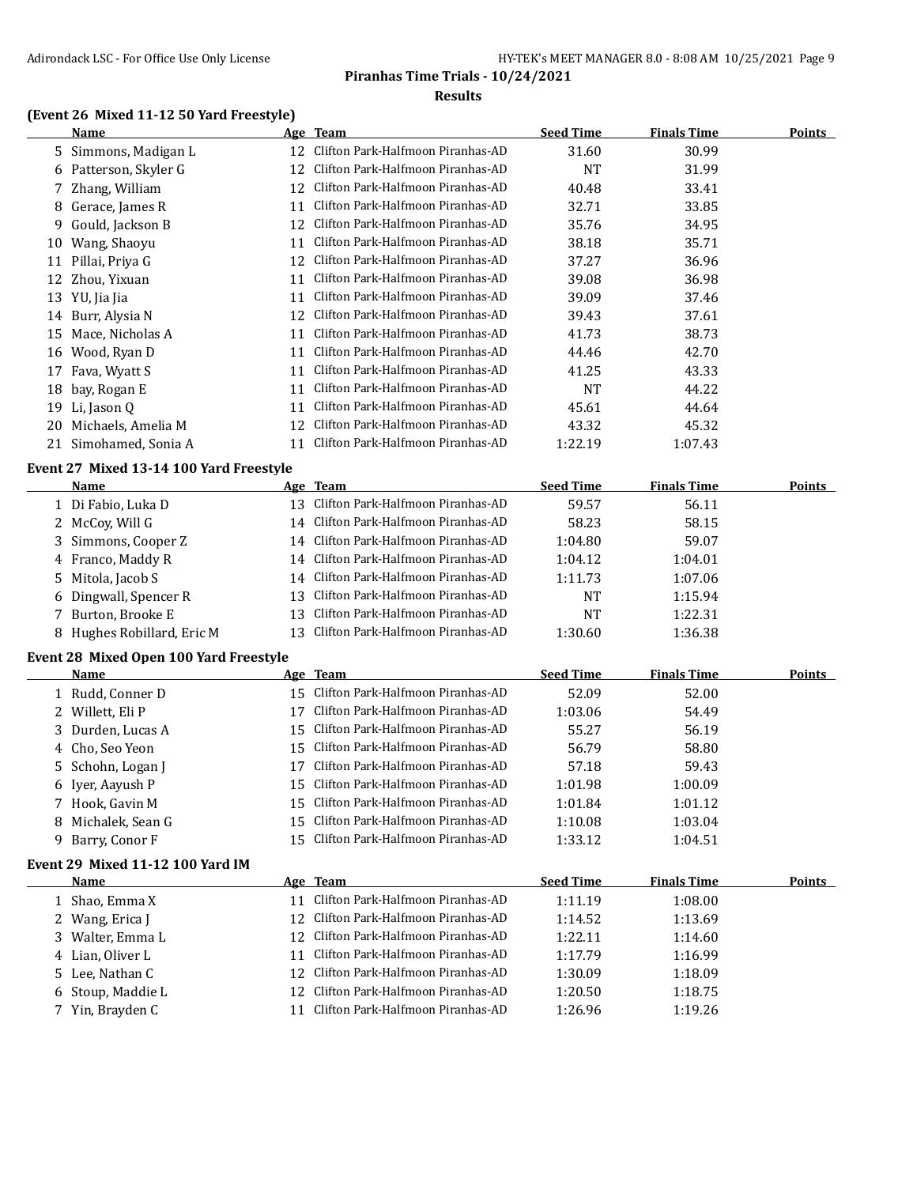# Piranhas Time Trials - 10/24/2021

## Results

### (Event 26 Mixed 11-12 50 Yard Freestyle)

| | Name | Age | Team | Seed Time | Finals Time | Points |
|---|---|---|---|---|---|---|
| 5 | Simmons, Madigan L | 12 | Clifton Park-Halfmoon Piranhas-AD | 31.60 | 30.99 | |
| 6 | Patterson, Skyler G | 12 | Clifton Park-Halfmoon Piranhas-AD | NT | 31.99 | |
| 7 | Zhang, William | 12 | Clifton Park-Halfmoon Piranhas-AD | 40.48 | 33.41 | |
| 8 | Gerace, James R | 11 | Clifton Park-Halfmoon Piranhas-AD | 32.71 | 33.85 | |
| 9 | Gould, Jackson B | 12 | Clifton Park-Halfmoon Piranhas-AD | 35.76 | 34.95 | |
| 10 | Wang, Shaoyu | 11 | Clifton Park-Halfmoon Piranhas-AD | 38.18 | 35.71 | |
| 11 | Pillai, Priya G | 12 | Clifton Park-Halfmoon Piranhas-AD | 37.27 | 36.96 | |
| 12 | Zhou, Yixuan | 11 | Clifton Park-Halfmoon Piranhas-AD | 39.08 | 36.98 | |
| 13 | YU, Jia Jia | 11 | Clifton Park-Halfmoon Piranhas-AD | 39.09 | 37.46 | |
| 14 | Burr, Alysia N | 12 | Clifton Park-Halfmoon Piranhas-AD | 39.43 | 37.61 | |
| 15 | Mace, Nicholas A | 11 | Clifton Park-Halfmoon Piranhas-AD | 41.73 | 38.73 | |
| 16 | Wood, Ryan D | 11 | Clifton Park-Halfmoon Piranhas-AD | 44.46 | 42.70 | |
| 17 | Fava, Wyatt S | 11 | Clifton Park-Halfmoon Piranhas-AD | 41.25 | 43.33 | |
| 18 | bay, Rogan E | 11 | Clifton Park-Halfmoon Piranhas-AD | NT | 44.22 | |
| 19 | Li, Jason Q | 11 | Clifton Park-Halfmoon Piranhas-AD | 45.61 | 44.64 | |
| 20 | Michaels, Amelia M | 12 | Clifton Park-Halfmoon Piranhas-AD | 43.32 | 45.32 | |
| 21 | Simohamed, Sonia A | 11 | Clifton Park-Halfmoon Piranhas-AD | 1:22.19 | 1:07.43 | |

### Event 27 Mixed 13-14 100 Yard Freestyle

| | Name | Age | Team | Seed Time | Finals Time | Points |
|---|---|---|---|---|---|---|
| 1 | Di Fabio, Luka D | 13 | Clifton Park-Halfmoon Piranhas-AD | 59.57 | 56.11 | |
| 2 | McCoy, Will G | 14 | Clifton Park-Halfmoon Piranhas-AD | 58.23 | 58.15 | |
| 3 | Simmons, Cooper Z | 14 | Clifton Park-Halfmoon Piranhas-AD | 1:04.80 | 59.07 | |
| 4 | Franco, Maddy R | 14 | Clifton Park-Halfmoon Piranhas-AD | 1:04.12 | 1:04.01 | |
| 5 | Mitola, Jacob S | 14 | Clifton Park-Halfmoon Piranhas-AD | 1:11.73 | 1:07.06 | |
| 6 | Dingwall, Spencer R | 13 | Clifton Park-Halfmoon Piranhas-AD | NT | 1:15.94 | |
| 7 | Burton, Brooke E | 13 | Clifton Park-Halfmoon Piranhas-AD | NT | 1:22.31 | |
| 8 | Hughes Robillard, Eric M | 13 | Clifton Park-Halfmoon Piranhas-AD | 1:30.60 | 1:36.38 | |

### Event 28 Mixed Open 100 Yard Freestyle

| | Name | Age | Team | Seed Time | Finals Time | Points |
|---|---|---|---|---|---|---|
| 1 | Rudd, Conner D | 15 | Clifton Park-Halfmoon Piranhas-AD | 52.09 | 52.00 | |
| 2 | Willett, Eli P | 17 | Clifton Park-Halfmoon Piranhas-AD | 1:03.06 | 54.49 | |
| 3 | Durden, Lucas A | 15 | Clifton Park-Halfmoon Piranhas-AD | 55.27 | 56.19 | |
| 4 | Cho, Seo Yeon | 15 | Clifton Park-Halfmoon Piranhas-AD | 56.79 | 58.80 | |
| 5 | Schohn, Logan J | 17 | Clifton Park-Halfmoon Piranhas-AD | 57.18 | 59.43 | |
| 6 | Iyer, Aayush P | 15 | Clifton Park-Halfmoon Piranhas-AD | 1:01.98 | 1:00.09 | |
| 7 | Hook, Gavin M | 15 | Clifton Park-Halfmoon Piranhas-AD | 1:01.84 | 1:01.12 | |
| 8 | Michalek, Sean G | 15 | Clifton Park-Halfmoon Piranhas-AD | 1:10.08 | 1:03.04 | |
| 9 | Barry, Conor F | 15 | Clifton Park-Halfmoon Piranhas-AD | 1:33.12 | 1:04.51 | |

### Event 29 Mixed 11-12 100 Yard IM

| | Name | Age | Team | Seed Time | Finals Time | Points |
|---|---|---|---|---|---|---|
| 1 | Shao, Emma X | 11 | Clifton Park-Halfmoon Piranhas-AD | 1:11.19 | 1:08.00 | |
| 2 | Wang, Erica J | 12 | Clifton Park-Halfmoon Piranhas-AD | 1:14.52 | 1:13.69 | |
| 3 | Walter, Emma L | 12 | Clifton Park-Halfmoon Piranhas-AD | 1:22.11 | 1:14.60 | |
| 4 | Lian, Oliver L | 11 | Clifton Park-Halfmoon Piranhas-AD | 1:17.79 | 1:16.99 | |
| 5 | Lee, Nathan C | 12 | Clifton Park-Halfmoon Piranhas-AD | 1:30.09 | 1:18.09 | |
| 6 | Stoup, Maddie L | 12 | Clifton Park-Halfmoon Piranhas-AD | 1:20.50 | 1:18.75 | |
| 7 | Yin, Brayden C | 11 | Clifton Park-Halfmoon Piranhas-AD | 1:26.96 | 1:19.26 | |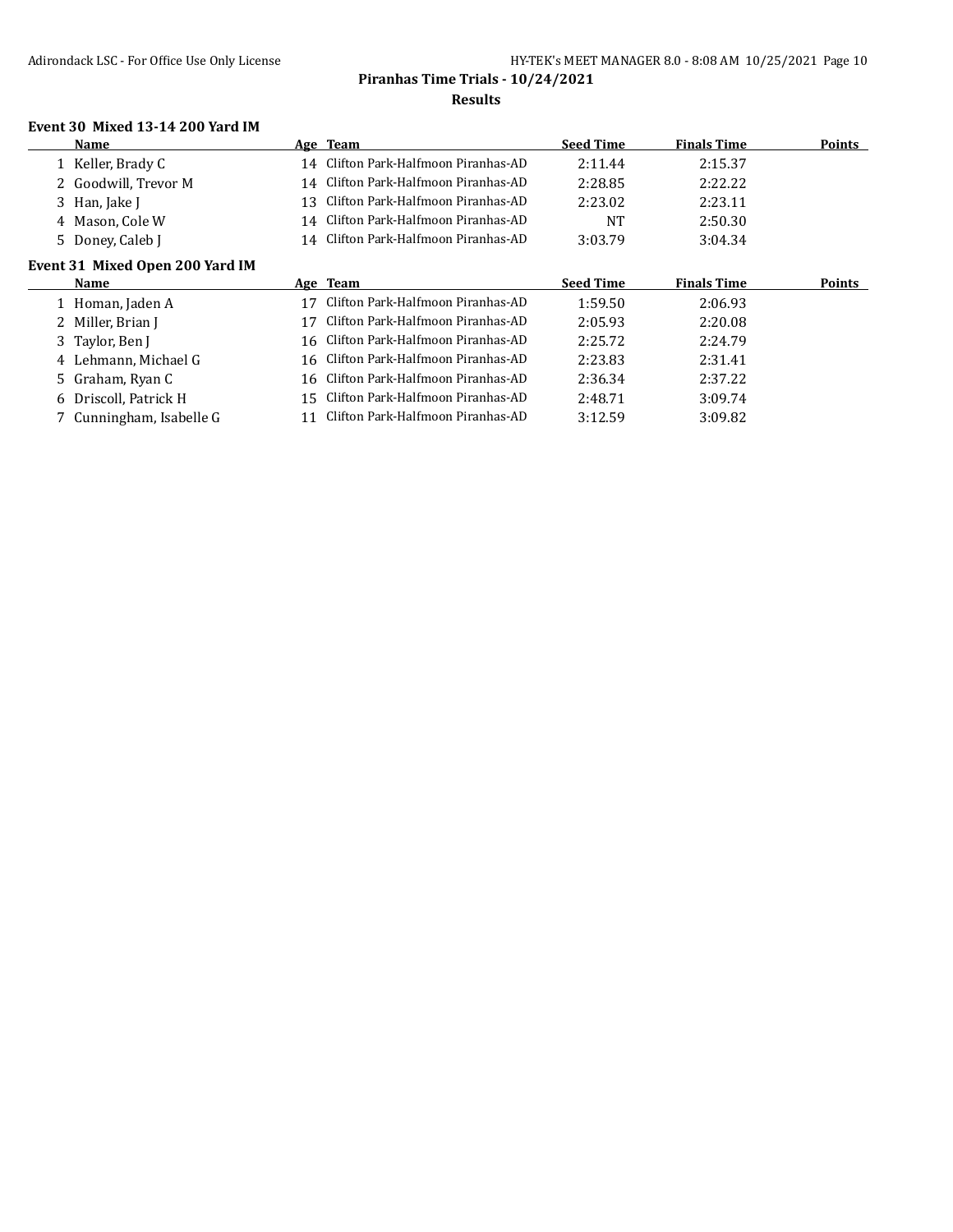**Piranhas Time Trials - 10/24/2021**

**Results**

### Event 30 Mixed 13-14 200 Yard IM

| | Name | Age | Team | Seed Time | Finals Time | Points |
|---|---|---|---|---|---|---|
| 1 | Keller, Brady C | 14 | Clifton Park-Halfmoon Piranhas-AD | 2:11.44 | 2:15.37 | |
| 2 | Goodwill, Trevor M | 14 | Clifton Park-Halfmoon Piranhas-AD | 2:28.85 | 2:22.22 | |
| 3 | Han, Jake J | 13 | Clifton Park-Halfmoon Piranhas-AD | 2:23.02 | 2:23.11 | |
| 4 | Mason, Cole W | 14 | Clifton Park-Halfmoon Piranhas-AD | NT | 2:50.30 | |
| 5 | Doney, Caleb J | 14 | Clifton Park-Halfmoon Piranhas-AD | 3:03.79 | 3:04.34 | |

### Event 31 Mixed Open 200 Yard IM

| | Name | Age | Team | Seed Time | Finals Time | Points |
|---|---|---|---|---|---|---|
| 1 | Homan, Jaden A | 17 | Clifton Park-Halfmoon Piranhas-AD | 1:59.50 | 2:06.93 | |
| 2 | Miller, Brian J | 17 | Clifton Park-Halfmoon Piranhas-AD | 2:05.93 | 2:20.08 | |
| 3 | Taylor, Ben J | 16 | Clifton Park-Halfmoon Piranhas-AD | 2:25.72 | 2:24.79 | |
| 4 | Lehmann, Michael G | 16 | Clifton Park-Halfmoon Piranhas-AD | 2:23.83 | 2:31.41 | |
| 5 | Graham, Ryan C | 16 | Clifton Park-Halfmoon Piranhas-AD | 2:36.34 | 2:37.22 | |
| 6 | Driscoll, Patrick H | 15 | Clifton Park-Halfmoon Piranhas-AD | 2:48.71 | 3:09.74 | |
| 7 | Cunningham, Isabelle G | 11 | Clifton Park-Halfmoon Piranhas-AD | 3:12.59 | 3:09.82 | |